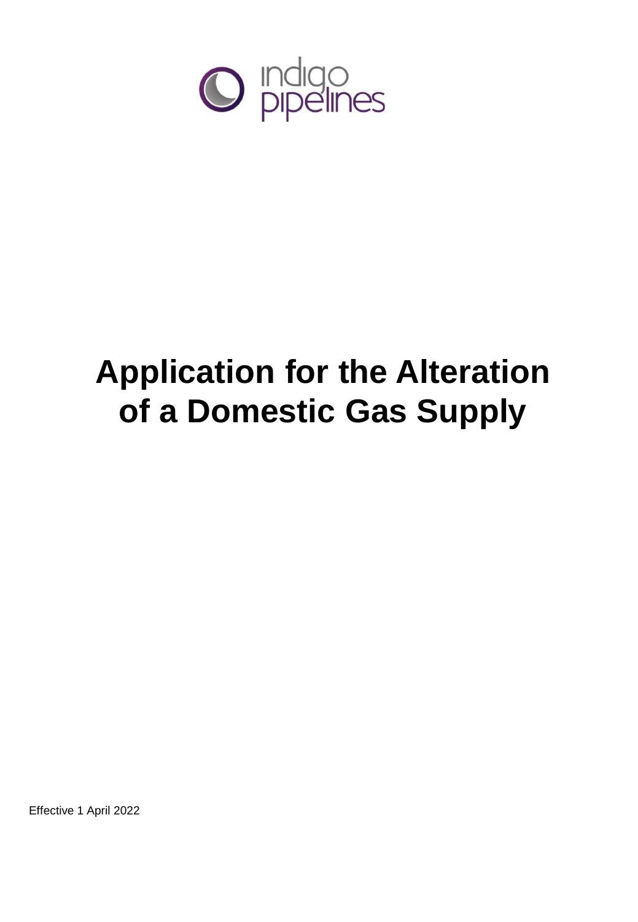indigo pipelines

# Application for the Alteration of a Domestic Gas Supply

Effective 1 April 2022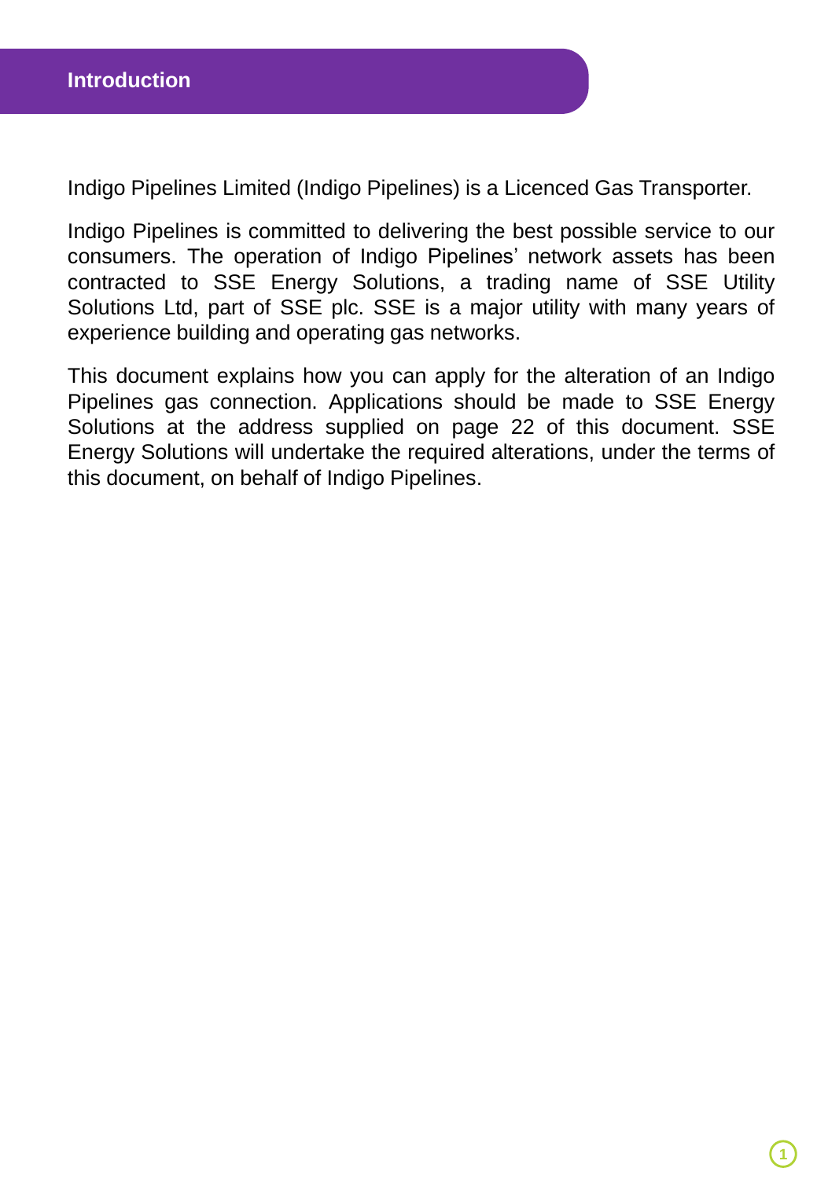# Introduction

Indigo Pipelines Limited (Indigo Pipelines) is a Licenced Gas Transporter.

Indigo Pipelines is committed to delivering the best possible service to our consumers. The operation of Indigo Pipelines' network assets has been contracted to SSE Energy Solutions, a trading name of SSE Utility Solutions Ltd, part of SSE plc. SSE is a major utility with many years of experience building and operating gas networks.

This document explains how you can apply for the alteration of an Indigo Pipelines gas connection. Applications should be made to SSE Energy Solutions at the address supplied on page 22 of this document. SSE Energy Solutions will undertake the required alterations, under the terms of this document, on behalf of Indigo Pipelines.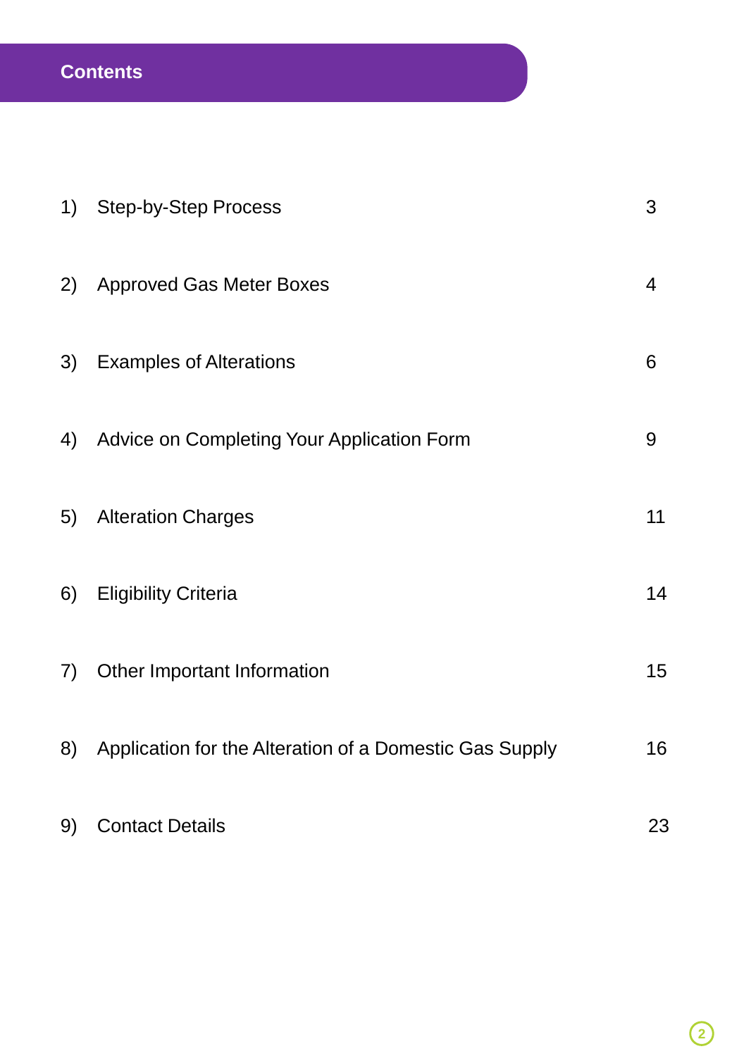## Contents

| | | |
|---|---|---|
| 1) | Step-by-Step Process | 3 |
| 2) | Approved Gas Meter Boxes | 4 |
| 3) | Examples of Alterations | 6 |
| 4) | Advice on Completing Your Application Form | 9 |
| 5) | Alteration Charges | 11 |
| 6) | Eligibility Criteria | 14 |
| 7) | Other Important Information | 15 |
| 8) | Application for the Alteration of a Domestic Gas Supply | 16 |
| 9) | Contact Details | 23 |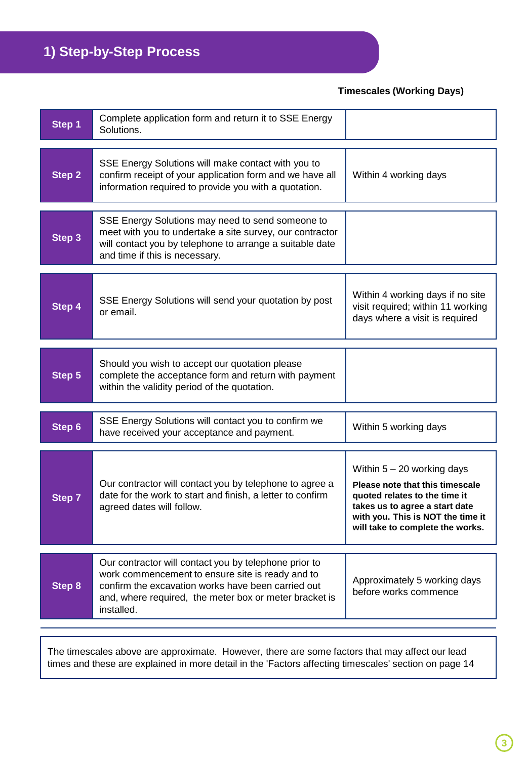## 1) Step-by-Step Process

| | | Timescales (Working Days) |
|---|---|---|
| **Step 1** | Complete application form and return it to SSE Energy Solutions. | |
| **Step 2** | SSE Energy Solutions will make contact with you to confirm receipt of your application form and we have all information required to provide you with a quotation. | Within 4 working days |
| **Step 3** | SSE Energy Solutions may need to send someone to meet with you to undertake a site survey, our contractor will contact you by telephone to arrange a suitable date and time if this is necessary. | |
| **Step 4** | SSE Energy Solutions will send your quotation by post or email. | Within 4 working days if no site visit required; within 11 working days where a visit is required |
| **Step 5** | Should you wish to accept our quotation please complete the acceptance form and return with payment within the validity period of the quotation. | |
| **Step 6** | SSE Energy Solutions will contact you to confirm we have received your acceptance and payment. | Within 5 working days |
| **Step 7** | Our contractor will contact you by telephone to agree a date for the work to start and finish, a letter to confirm agreed dates will follow. | Within 5 – 20 working days **Please note that this timescale quoted relates to the time it takes us to agree a start date with you. This is NOT the time it will take to complete the works.** |
| **Step 8** | Our contractor will contact you by telephone prior to work commencement to ensure site is ready and to confirm the excavation works have been carried out and, where required, the meter box or meter bracket is installed. | Approximately 5 working days before works commence |

The timescales above are approximate. However, there are some factors that may affect our lead times and these are explained in more detail in the 'Factors affecting timescales' section on page 14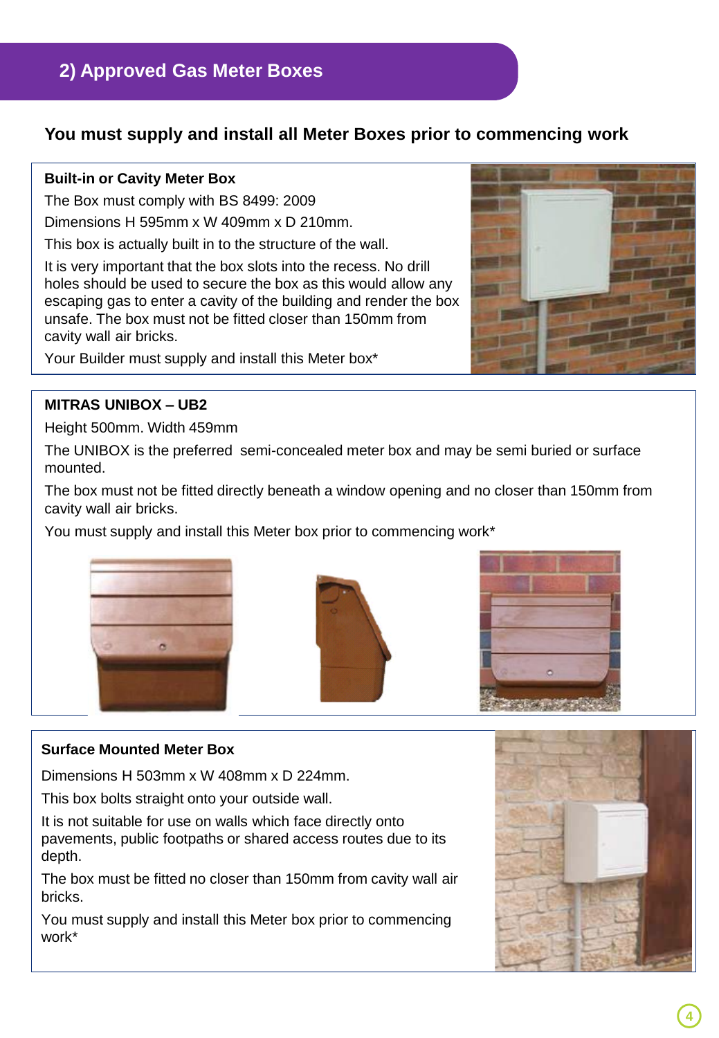## 2) Approved Gas Meter Boxes

**You must supply and install all Meter Boxes prior to commencing work**

### Built-in or Cavity Meter Box

The Box must comply with BS 8499: 2009

Dimensions H 595mm x W 409mm x D 210mm.

This box is actually built in to the structure of the wall.

It is very important that the box slots into the recess. No drill holes should be used to secure the box as this would allow any escaping gas to enter a cavity of the building and render the box unsafe. The box must not be fitted closer than 150mm from cavity wall air bricks.

Your Builder must supply and install this Meter box*

### MITRAS UNIBOX – UB2

Height 500mm. Width 459mm

The UNIBOX is the preferred semi-concealed meter box and may be semi buried or surface mounted.

The box must not be fitted directly beneath a window opening and no closer than 150mm from cavity wall air bricks.

You must supply and install this Meter box prior to commencing work*

### Surface Mounted Meter Box

Dimensions H 503mm x W 408mm x D 224mm.

This box bolts straight onto your outside wall.

It is not suitable for use on walls which face directly onto pavements, public footpaths or shared access routes due to its depth.

The box must be fitted no closer than 150mm from cavity wall air bricks.

You must supply and install this Meter box prior to commencing work*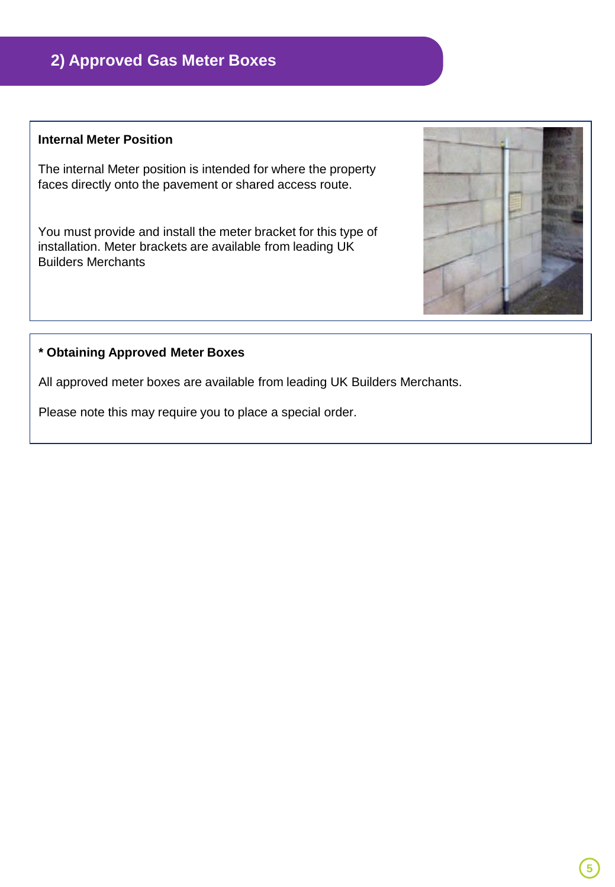## 2) Approved Gas Meter Boxes

### Internal Meter Position

The internal Meter position is intended for where the property faces directly onto the pavement or shared access route.

You must provide and install the meter bracket for this type of installation. Meter brackets are available from leading UK Builders Merchants

### * Obtaining Approved Meter Boxes

All approved meter boxes are available from leading UK Builders Merchants.

Please note this may require you to place a special order.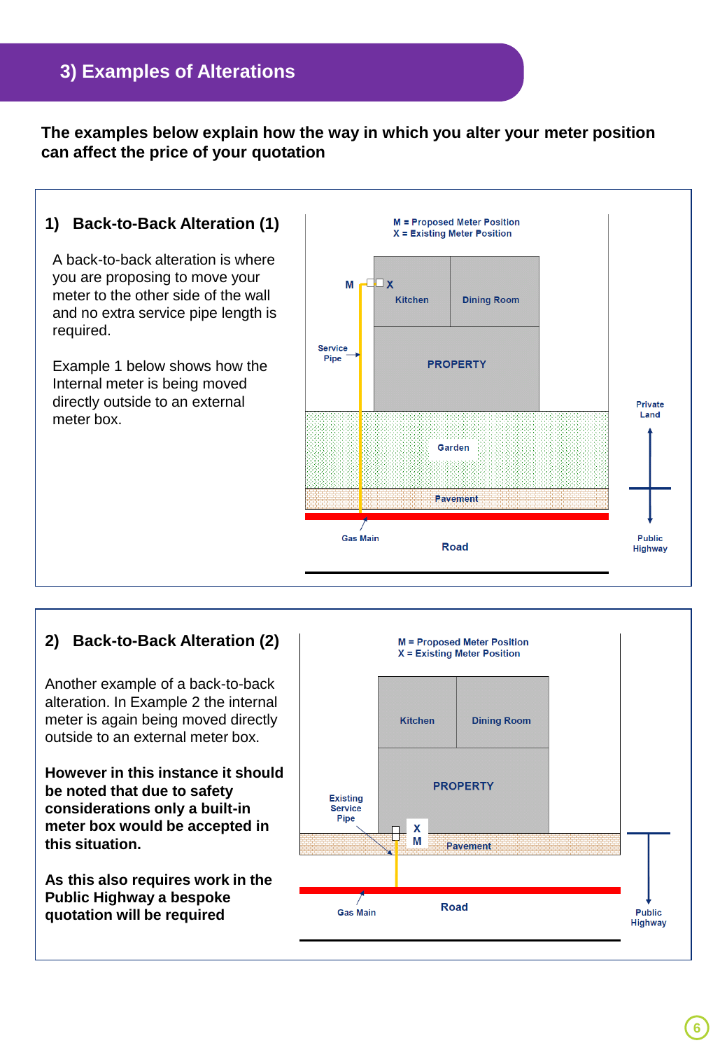## 3) Examples of Alterations

**The examples below explain how the way in which you alter your meter position can affect the price of your quotation**

### 1) Back-to-Back Alteration (1)

A back-to-back alteration is where you are proposing to move your meter to the other side of the wall and no extra service pipe length is required.

Example 1 below shows how the Internal meter is being moved directly outside to an external meter box.

M = Proposed Meter Position
X = Existing Meter Position

M X Kitchen Dining Room

Service Pipe

PROPERTY

Private Land

Garden

Pavement

Gas Main

Road

Public Highway

### 2) Back-to-Back Alteration (2)

Another example of a back-to-back alteration. In Example 2 the internal meter is again being moved directly outside to an external meter box.

**However in this instance it should be noted that due to safety considerations only a built-in meter box would be accepted in this situation.**

**As this also requires work in the Public Highway a bespoke quotation will be required**

M = Proposed Meter Position
X = Existing Meter Position

Kitchen Dining Room

PROPERTY

Existing Service Pipe

X M

Pavement

Gas Main

Road

Public Highway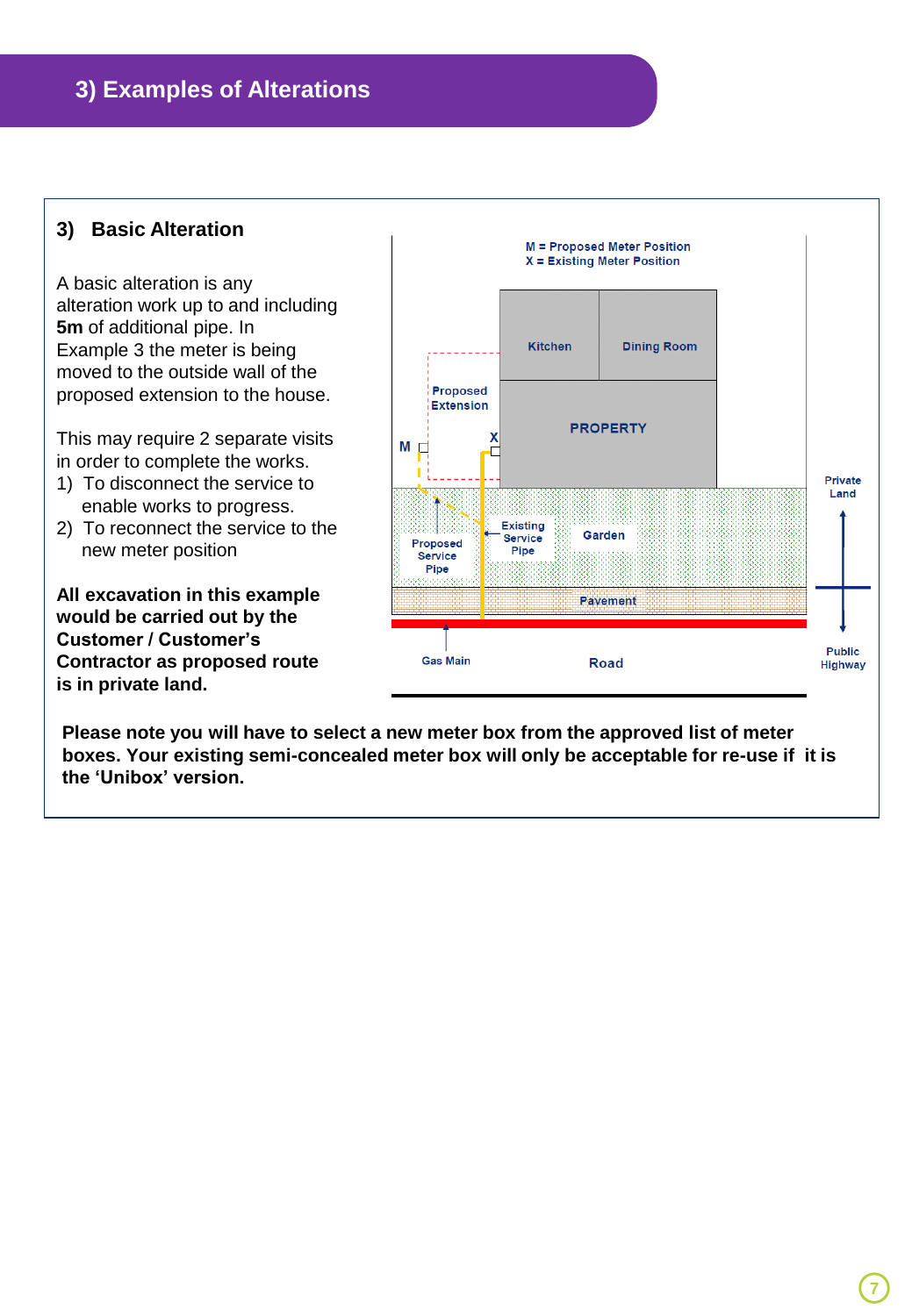# 3) Examples of Alterations

## 3) Basic Alteration

A basic alteration is any alteration work up to and including **5m** of additional pipe. In Example 3 the meter is being moved to the outside wall of the proposed extension to the house.

This may require 2 separate visits in order to complete the works.

1) To disconnect the service to enable works to progress.
2) To reconnect the service to the new meter position

**All excavation in this example would be carried out by the Customer / Customer's Contractor as proposed route is in private land.**

M = Proposed Meter Position
X = Existing Meter Position

Kitchen

Dining Room

Proposed Extension

PROPERTY

M

X

Proposed Service Pipe

Existing Service Pipe

Garden

Pavement

Gas Main

Road

Private Land

Public Highway

**Please note you will have to select a new meter box from the approved list of meter boxes. Your existing semi-concealed meter box will only be acceptable for re-use if it is the 'Unibox' version.**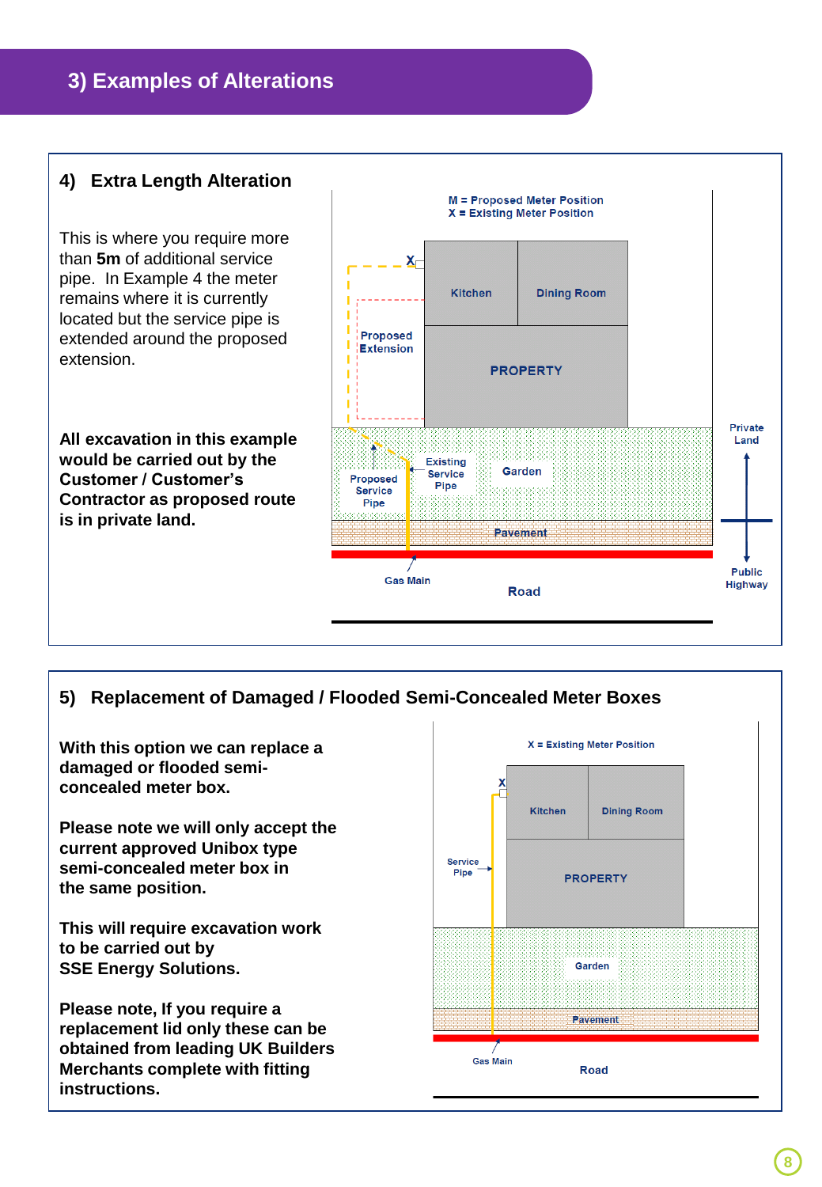## 3) Examples of Alterations

### 4) Extra Length Alteration

This is where you require more than **5m** of additional service pipe. In Example 4 the meter remains where it is currently located but the service pipe is extended around the proposed extension.

**All excavation in this example would be carried out by the Customer / Customer's Contractor as proposed route is in private land.**

M = Proposed Meter Position
X = Existing Meter Position

X

Kitchen

Dining Room

Proposed Extension

PROPERTY

Existing Service Pipe

Proposed Service Pipe

Garden

Pavement

Gas Main

Road

Private Land

Public Highway

### 5) Replacement of Damaged / Flooded Semi-Concealed Meter Boxes

**With this option we can replace a damaged or flooded semi-concealed meter box.**

**Please note we will only accept the current approved Unibox type semi-concealed meter box in the same position.**

**This will require excavation work to be carried out by SSE Energy Solutions.**

**Please note, If you require a replacement lid only these can be obtained from leading UK Builders Merchants complete with fitting instructions.**

X = Existing Meter Position

X

Kitchen

Dining Room

Service Pipe

PROPERTY

Garden

Pavement

Gas Main

Road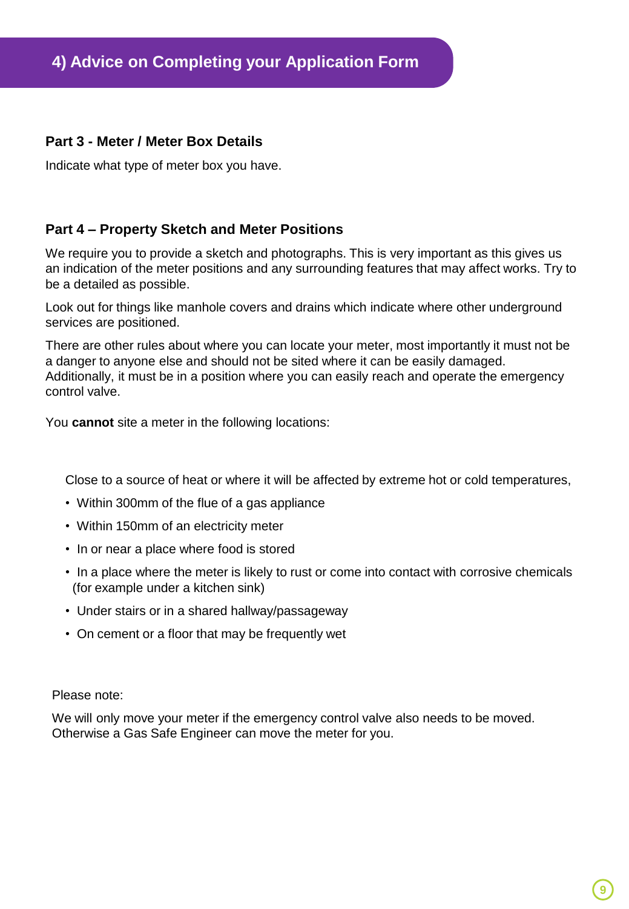## 4) Advice on Completing your Application Form

### Part 3 - Meter / Meter Box Details

Indicate what type of meter box you have.

### Part 4 – Property Sketch and Meter Positions

We require you to provide a sketch and photographs. This is very important as this gives us an indication of the meter positions and any surrounding features that may affect works. Try to be a detailed as possible.

Look out for things like manhole covers and drains which indicate where other underground services are positioned.

There are other rules about where you can locate your meter, most importantly it must not be a danger to anyone else and should not be sited where it can be easily damaged. Additionally, it must be in a position where you can easily reach and operate the emergency control valve.

You **cannot** site a meter in the following locations:

Close to a source of heat or where it will be affected by extreme hot or cold temperatures,

- Within 300mm of the flue of a gas appliance
- Within 150mm of an electricity meter
- In or near a place where food is stored
- In a place where the meter is likely to rust or come into contact with corrosive chemicals (for example under a kitchen sink)
- Under stairs or in a shared hallway/passageway
- On cement or a floor that may be frequently wet

Please note:

We will only move your meter if the emergency control valve also needs to be moved. Otherwise a Gas Safe Engineer can move the meter for you.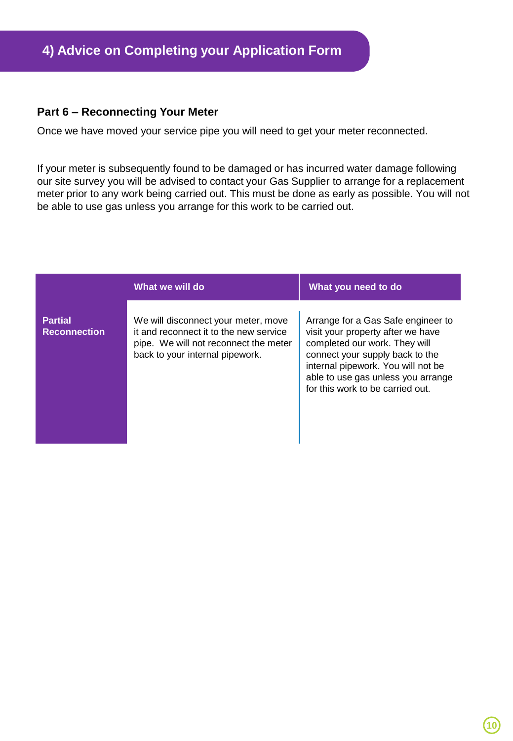# 4) Advice on Completing your Application Form

### Part 6 – Reconnecting Your Meter

Once we have moved your service pipe you will need to get your meter reconnected.

If your meter is subsequently found to be damaged or has incurred water damage following our site survey you will be advised to contact your Gas Supplier to arrange for a replacement meter prior to any work being carried out. This must be done as early as possible. You will not be able to use gas unless you arrange for this work to be carried out.

| | What we will do | What you need to do |
|---|---|---|
| **Partial Reconnection** | We will disconnect your meter, move it and reconnect it to the new service pipe. We will not reconnect the meter back to your internal pipework. | Arrange for a Gas Safe engineer to visit your property after we have completed our work. They will connect your supply back to the internal pipework. You will not be able to use gas unless you arrange for this work to be carried out. |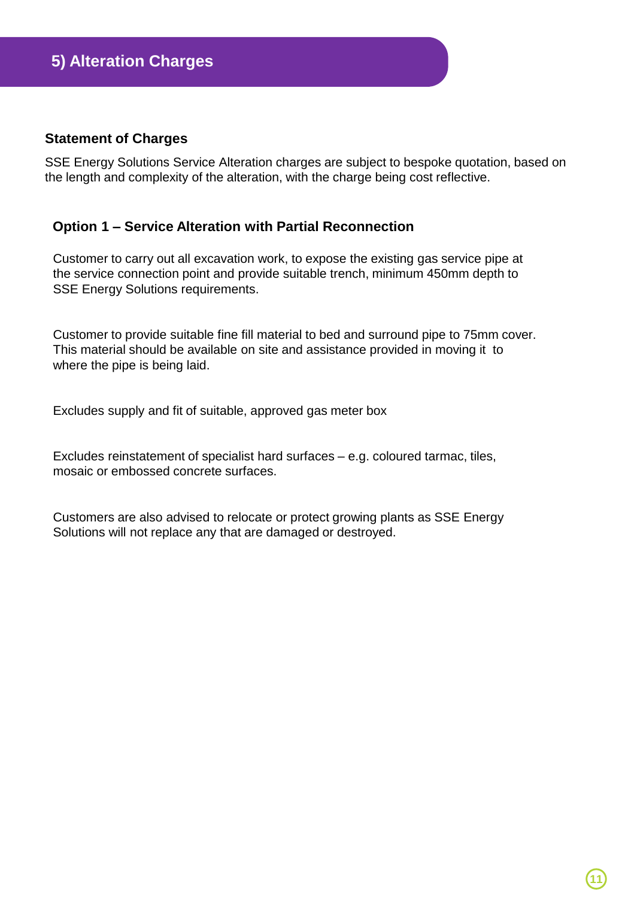## 5) Alteration Charges

### Statement of Charges

SSE Energy Solutions Service Alteration charges are subject to bespoke quotation, based on the length and complexity of the alteration, with the charge being cost reflective.

### Option 1 – Service Alteration with Partial Reconnection

Customer to carry out all excavation work, to expose the existing gas service pipe at the service connection point and provide suitable trench, minimum 450mm depth to SSE Energy Solutions requirements.

Customer to provide suitable fine fill material to bed and surround pipe to 75mm cover. This material should be available on site and assistance provided in moving it to where the pipe is being laid.

Excludes supply and fit of suitable, approved gas meter box

Excludes reinstatement of specialist hard surfaces – e.g. coloured tarmac, tiles, mosaic or embossed concrete surfaces.

Customers are also advised to relocate or protect growing plants as SSE Energy Solutions will not replace any that are damaged or destroyed.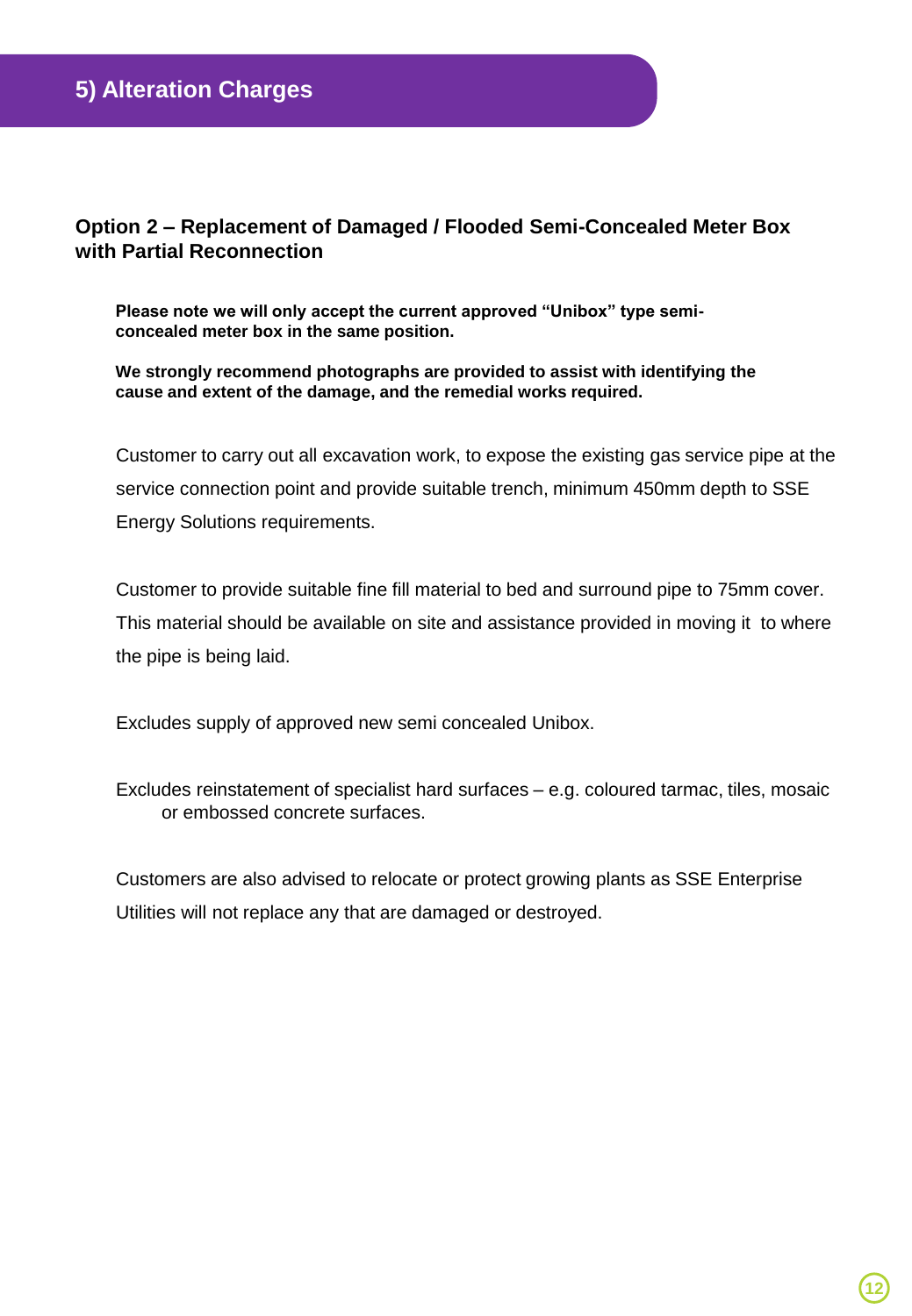## 5) Alteration Charges

### Option 2 – Replacement of Damaged / Flooded Semi-Concealed Meter Box with Partial Reconnection

**Please note we will only accept the current approved "Unibox" type semi-concealed meter box in the same position.**

**We strongly recommend photographs are provided to assist with identifying the cause and extent of the damage, and the remedial works required.**

Customer to carry out all excavation work, to expose the existing gas service pipe at the service connection point and provide suitable trench, minimum 450mm depth to SSE Energy Solutions requirements.

Customer to provide suitable fine fill material to bed and surround pipe to 75mm cover. This material should be available on site and assistance provided in moving it to where the pipe is being laid.

Excludes supply of approved new semi concealed Unibox.

Excludes reinstatement of specialist hard surfaces – e.g. coloured tarmac, tiles, mosaic or embossed concrete surfaces.

Customers are also advised to relocate or protect growing plants as SSE Enterprise Utilities will not replace any that are damaged or destroyed.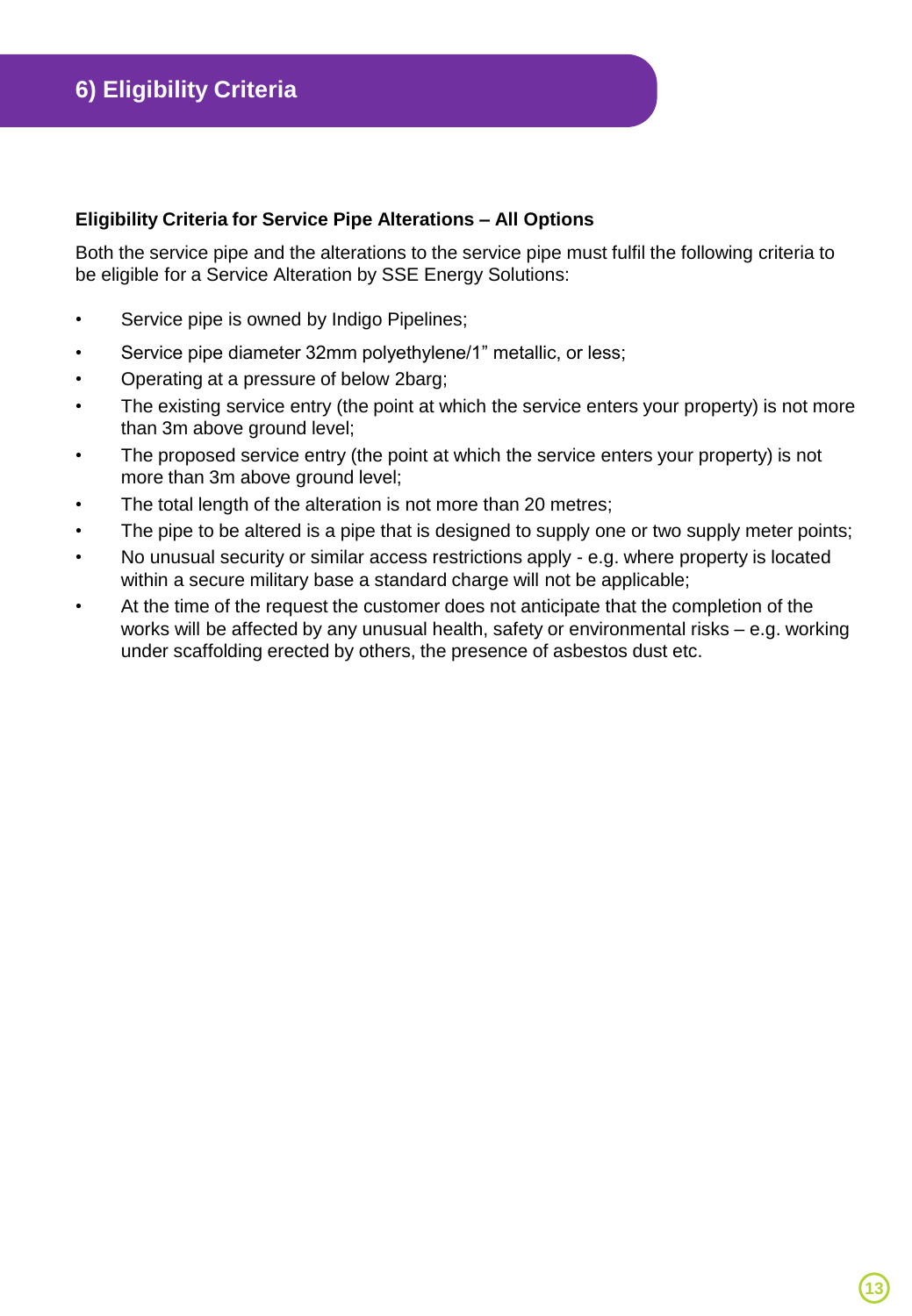# 6) Eligibility Criteria

**Eligibility Criteria for Service Pipe Alterations – All Options**

Both the service pipe and the alterations to the service pipe must fulfil the following criteria to be eligible for a Service Alteration by SSE Energy Solutions:

- Service pipe is owned by Indigo Pipelines;
- Service pipe diameter 32mm polyethylene/1" metallic, or less;
- Operating at a pressure of below 2barg;
- The existing service entry (the point at which the service enters your property) is not more than 3m above ground level;
- The proposed service entry (the point at which the service enters your property) is not more than 3m above ground level;
- The total length of the alteration is not more than 20 metres;
- The pipe to be altered is a pipe that is designed to supply one or two supply meter points;
- No unusual security or similar access restrictions apply - e.g. where property is located within a secure military base a standard charge will not be applicable;
- At the time of the request the customer does not anticipate that the completion of the works will be affected by any unusual health, safety or environmental risks – e.g. working under scaffolding erected by others, the presence of asbestos dust etc.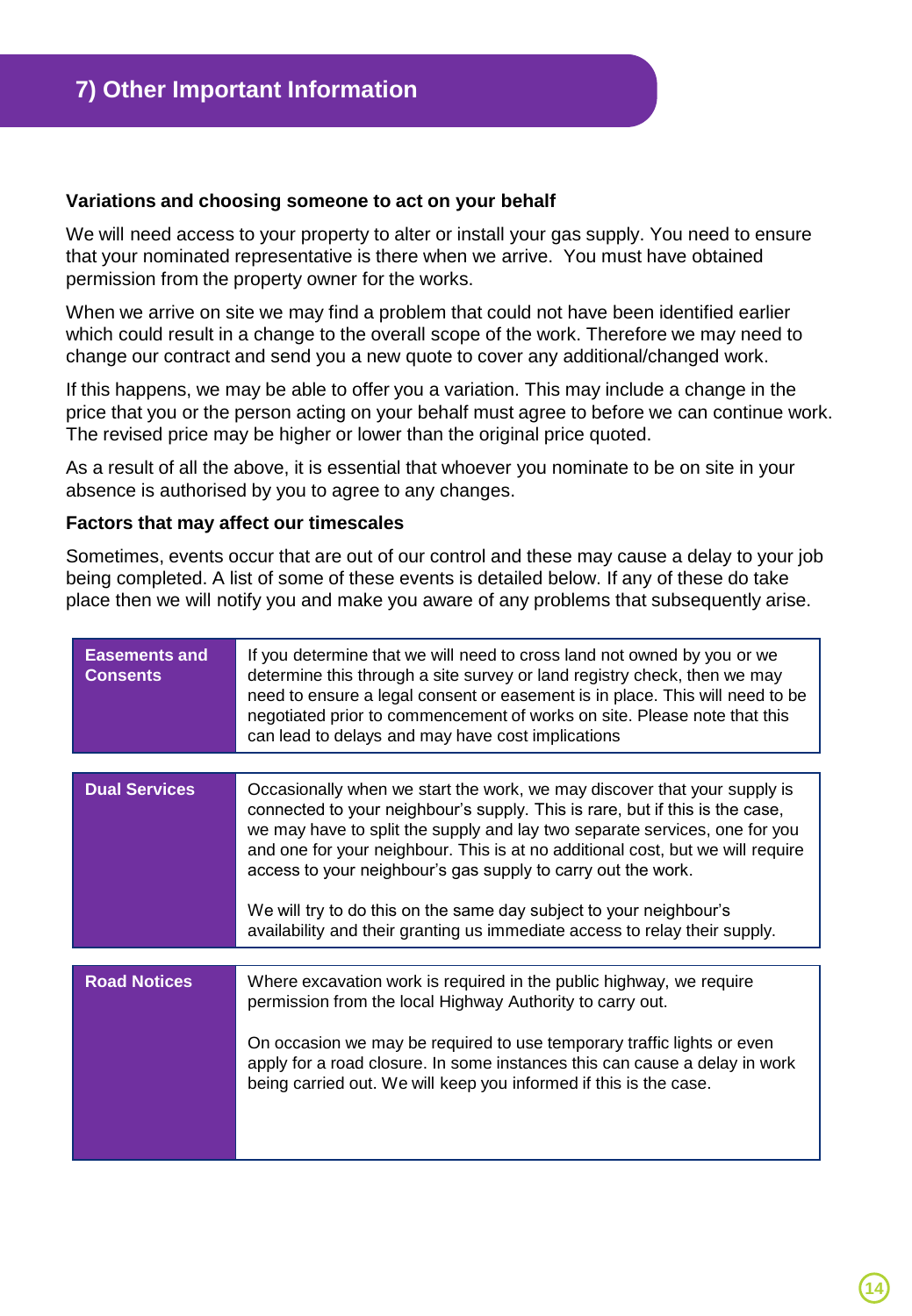## 7) Other Important Information

**Variations and choosing someone to act on your behalf**

We will need access to your property to alter or install your gas supply. You need to ensure that your nominated representative is there when we arrive. You must have obtained permission from the property owner for the works.

When we arrive on site we may find a problem that could not have been identified earlier which could result in a change to the overall scope of the work. Therefore we may need to change our contract and send you a new quote to cover any additional/changed work.

If this happens, we may be able to offer you a variation. This may include a change in the price that you or the person acting on your behalf must agree to before we can continue work. The revised price may be higher or lower than the original price quoted.

As a result of all the above, it is essential that whoever you nominate to be on site in your absence is authorised by you to agree to any changes.

**Factors that may affect our timescales**

Sometimes, events occur that are out of our control and these may cause a delay to your job being completed. A list of some of these events is detailed below. If any of these do take place then we will notify you and make you aware of any problems that subsequently arise.

| | |
|---|---|
| **Easements and Consents** | If you determine that we will need to cross land not owned by you or we determine this through a site survey or land registry check, then we may need to ensure a legal consent or easement is in place. This will need to be negotiated prior to commencement of works on site. Please note that this can lead to delays and may have cost implications |
| **Dual Services** | Occasionally when we start the work, we may discover that your supply is connected to your neighbour's supply. This is rare, but if this is the case, we may have to split the supply and lay two separate services, one for you and one for your neighbour. This is at no additional cost, but we will require access to your neighbour's gas supply to carry out the work.<br><br>We will try to do this on the same day subject to your neighbour's availability and their granting us immediate access to relay their supply. |
| **Road Notices** | Where excavation work is required in the public highway, we require permission from the local Highway Authority to carry out.<br><br>On occasion we may be required to use temporary traffic lights or even apply for a road closure. In some instances this can cause a delay in work being carried out. We will keep you informed if this is the case. |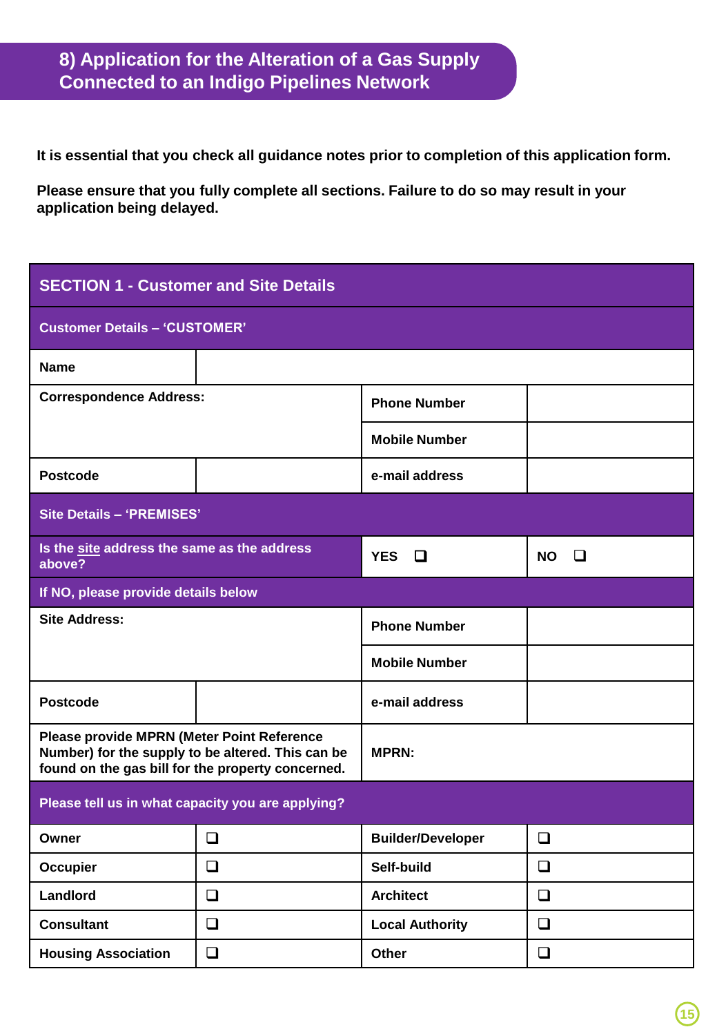# 8) Application for the Alteration of a Gas Supply Connected to an Indigo Pipelines Network

**It is essential that you check all guidance notes prior to completion of this application form.**

**Please ensure that you fully complete all sections. Failure to do so may result in your application being delayed.**

| SECTION 1 - Customer and Site Details | | | |
|---|---|---|---|
| **Customer Details – 'CUSTOMER'** | | | |
| **Name** | | | |
| **Correspondence Address:** | | **Phone Number** | |
| | | **Mobile Number** | |
| **Postcode** | | **e-mail address** | |
| **Site Details – 'PREMISES'** | | | |
| **Is the site address the same as the address above?** | | **YES** ❑ | **NO** ❑ |
| **If NO, please provide details below** | | | |
| **Site Address:** | | **Phone Number** | |
| | | **Mobile Number** | |
| **Postcode** | | **e-mail address** | |
| **Please provide MPRN (Meter Point Reference Number) for the supply to be altered. This can be found on the gas bill for the property concerned.** | | **MPRN:** | |
| **Please tell us in what capacity you are applying?** | | | |
| **Owner** | ❑ | **Builder/Developer** | ❑ |
| **Occupier** | ❑ | **Self-build** | ❑ |
| **Landlord** | ❑ | **Architect** | ❑ |
| **Consultant** | ❑ | **Local Authority** | ❑ |
| **Housing Association** | ❑ | **Other** | ❑ |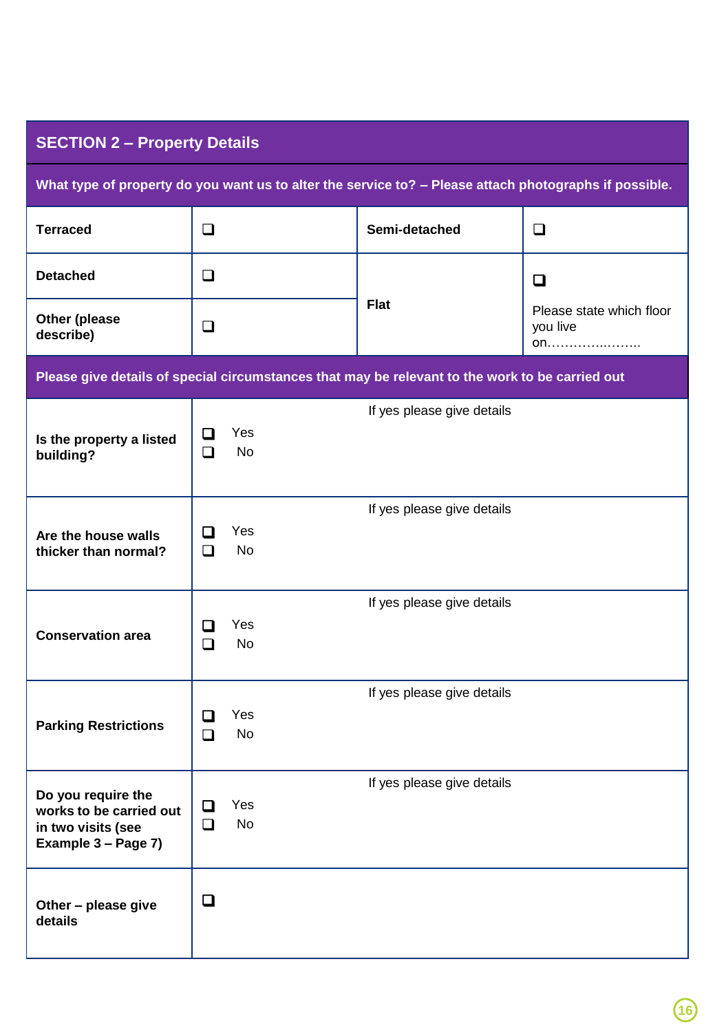## SECTION 2 – Property Details

**What type of property do you want us to alter the service to? – Please attach photographs if possible.**

| | | | |
|---|---|---|---|
| **Terraced** | ❑ | **Semi-detached** | ❑ |
| **Detached** | ❑ | **Flat** | ❑ Please state which floor you live on………………….. |
| **Other (please describe)** | ❑ | | |

**Please give details of special circumstances that may be relevant to the work to be carried out**

| | | |
|---|---|---|
| **Is the property a listed building?** | ❑ Yes ❑ No | If yes please give details |
| **Are the house walls thicker than normal?** | ❑ Yes ❑ No | If yes please give details |
| **Conservation area** | ❑ Yes ❑ No | If yes please give details |
| **Parking Restrictions** | ❑ Yes ❑ No | If yes please give details |
| **Do you require the works to be carried out in two visits (see Example 3 – Page 7)** | ❑ Yes ❑ No | If yes please give details |
| **Other – please give details** | ❑ | |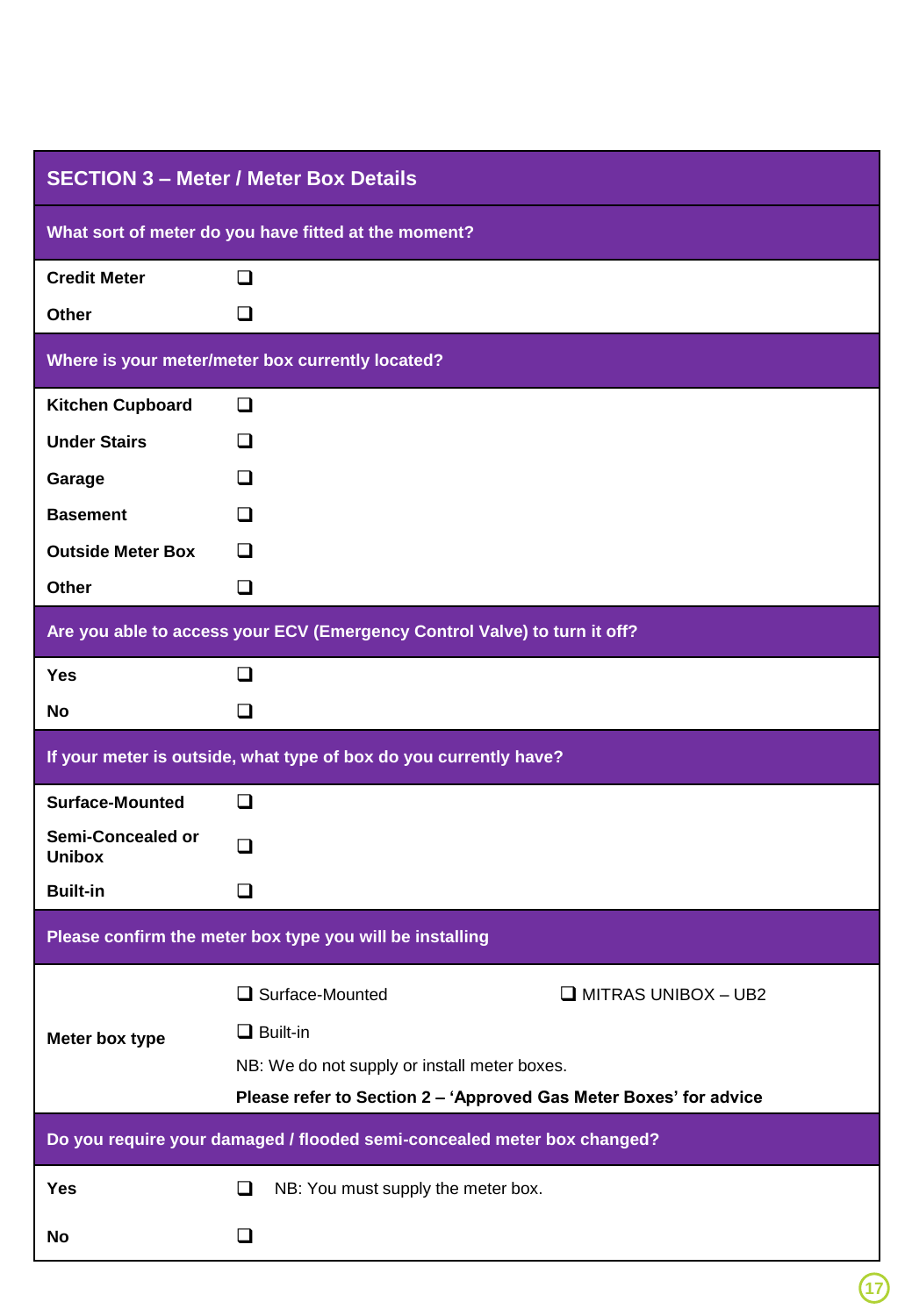## SECTION 3 – Meter / Meter Box Details

| What sort of meter do you have fitted at the moment? | |
|---|---|
| **Credit Meter** | ❑ |
| **Other** | ❑ |

| Where is your meter/meter box currently located? | |
|---|---|
| **Kitchen Cupboard** | ❑ |
| **Under Stairs** | ❑ |
| **Garage** | ❑ |
| **Basement** | ❑ |
| **Outside Meter Box** | ❑ |
| **Other** | ❑ |

| Are you able to access your ECV (Emergency Control Valve) to turn it off? | |
|---|---|
| **Yes** | ❑ |
| **No** | ❑ |

| If your meter is outside, what type of box do you currently have? | |
|---|---|
| **Surface-Mounted** | ❑ |
| **Semi-Concealed or Unibox** | ❑ |
| **Built-in** | ❑ |

| Please confirm the meter box type you will be installing | | |
|---|---|---|
| **Meter box type** | ❑ Surface-Mounted | ❑ MITRAS UNIBOX – UB2 |
| | ❑ Built-in | |
| | NB: We do not supply or install meter boxes. | |
| | **Please refer to Section 2 – 'Approved Gas Meter Boxes' for advice** | |

| Do you require your damaged / flooded semi-concealed meter box changed? | |
|---|---|
| **Yes** | ❑ NB: You must supply the meter box. |
| **No** | ❑ |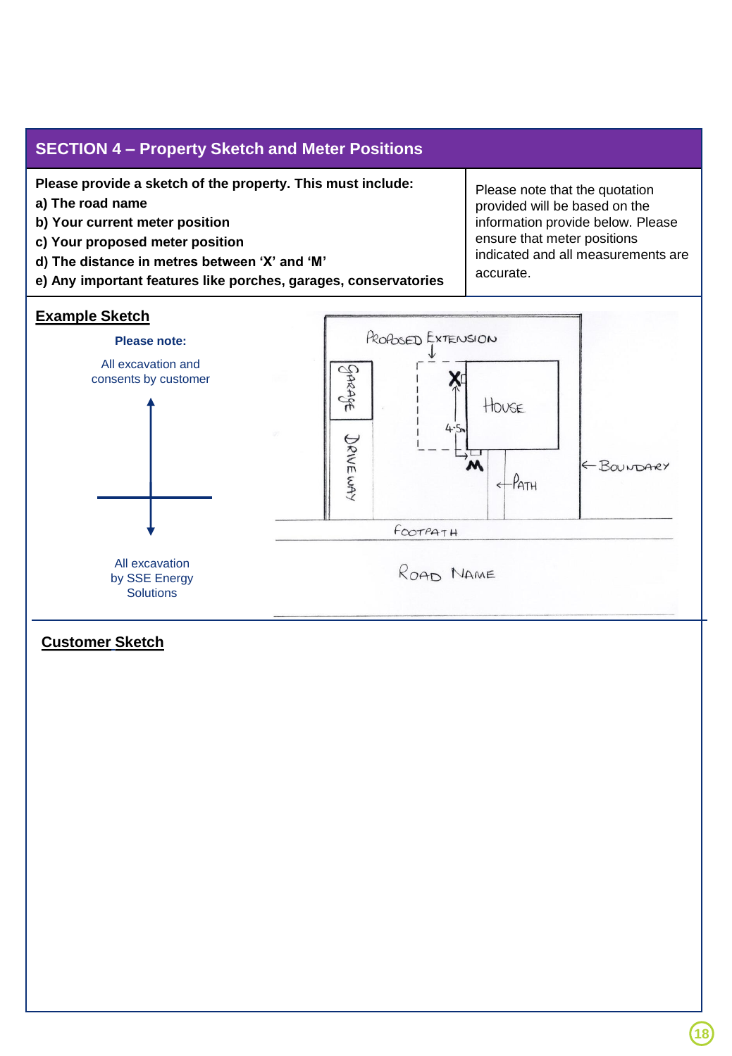## SECTION 4 – Property Sketch and Meter Positions

| **Please provide a sketch of the property. This must include:**<br>**a) The road name**<br>**b) Your current meter position**<br>**c) Your proposed meter position**<br>**d) The distance in metres between 'X' and 'M'**<br>**e) Any important features like porches, garages, conservatories** | Please note that the quotation provided will be based on the information provide below. Please ensure that meter positions indicated and all measurements are accurate. |
|---|---|

**Example Sketch**

**Please note:**

All excavation and consents by customer

All excavation by SSE Energy Solutions

PROPOSED EXTENSION

GARAGE

DRIVEWAY

X

4.5m

HOUSE

M

PATH

BOUNDARY

FOOTPATH

ROAD NAME

**Customer Sketch**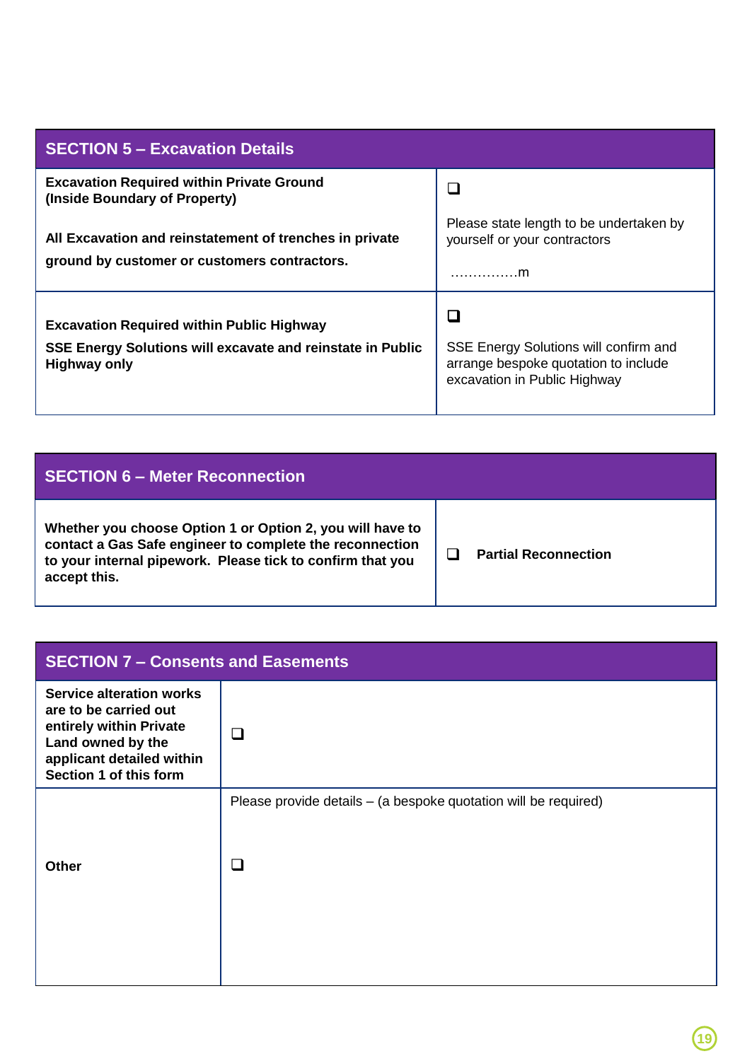| SECTION 5 – Excavation Details | |
|---|---|
| **Excavation Required within Private Ground (Inside Boundary of Property)**<br><br>**All Excavation and reinstatement of trenches in private ground by customer or customers contractors.** | ❑<br><br>Please state length to be undertaken by yourself or your contractors<br><br>……………m |
| **Excavation Required within Public Highway**<br>**SSE Energy Solutions will excavate and reinstate in Public Highway only** | ❑<br><br>SSE Energy Solutions will confirm and arrange bespoke quotation to include excavation in Public Highway |

| SECTION 6 – Meter Reconnection | |
|---|---|
| **Whether you choose Option 1 or Option 2, you will have to contact a Gas Safe engineer to complete the reconnection to your internal pipework. Please tick to confirm that you accept this.** | ❑ **Partial Reconnection** |

| SECTION 7 – Consents and Easements | |
|---|---|
| **Service alteration works are to be carried out entirely within Private Land owned by the applicant detailed within Section 1 of this form** | ❑ |
| **Other** | Please provide details – (a bespoke quotation will be required)<br><br>❑ |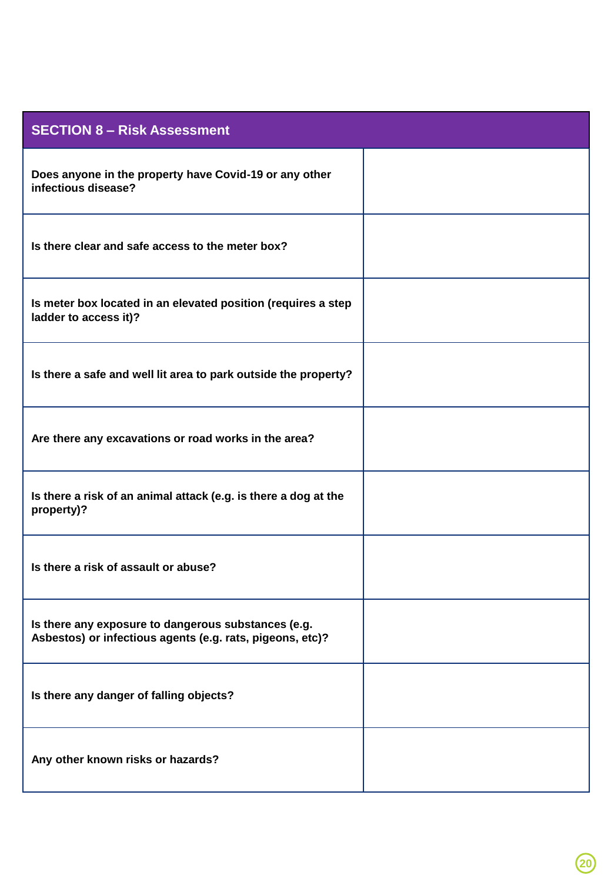| SECTION 8 – Risk Assessment | |
|---|---|
| **Does anyone in the property have Covid-19 or any other infectious disease?** | |
| **Is there clear and safe access to the meter box?** | |
| **Is meter box located in an elevated position (requires a step ladder to access it)?** | |
| **Is there a safe and well lit area to park outside the property?** | |
| **Are there any excavations or road works in the area?** | |
| **Is there a risk of an animal attack (e.g. is there a dog at the property)?** | |
| **Is there a risk of assault or abuse?** | |
| **Is there any exposure to dangerous substances (e.g. Asbestos) or infectious agents (e.g. rats, pigeons, etc)?** | |
| **Is there any danger of falling objects?** | |
| **Any other known risks or hazards?** | |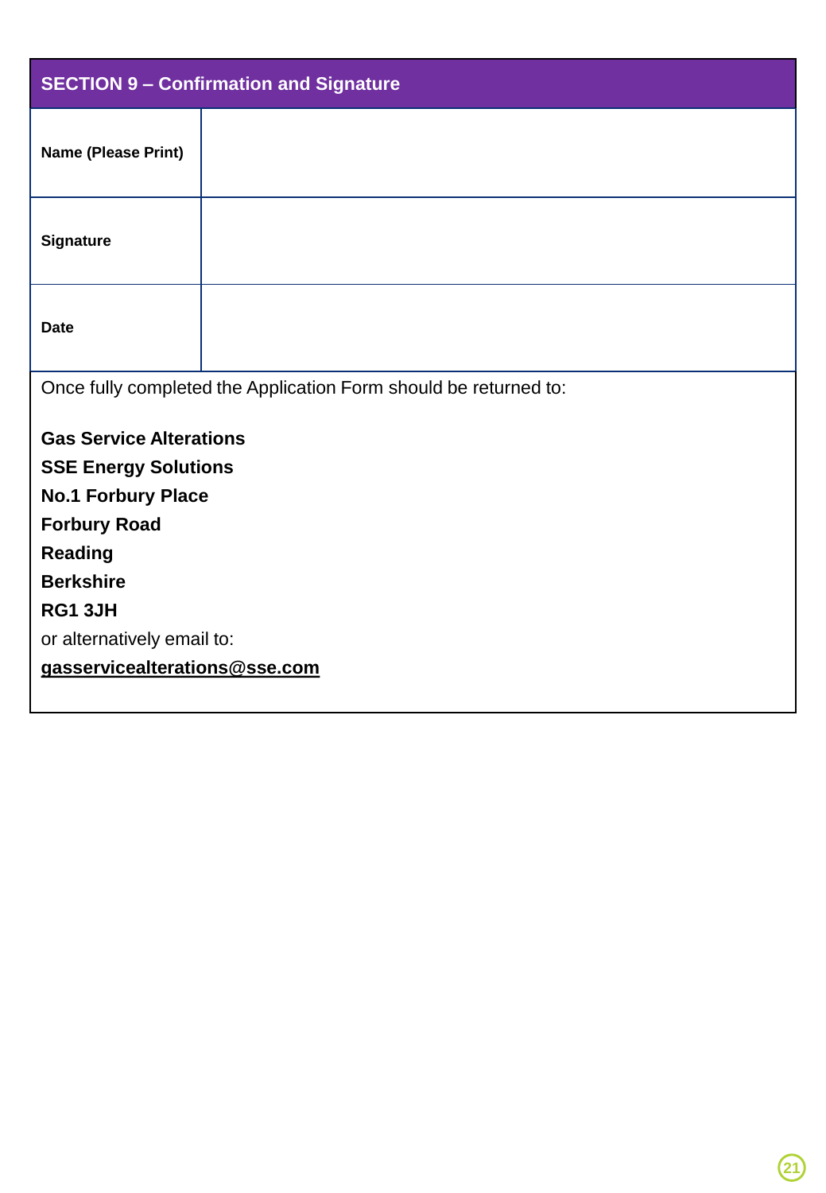## SECTION 9 – Confirmation and Signature

| | |
|---|---|
| **Name (Please Print)** | |
| **Signature** | |
| **Date** | |

Once fully completed the Application Form should be returned to:

**Gas Service Alterations**
**SSE Energy Solutions**
**No.1 Forbury Place**
**Forbury Road**
**Reading**
**Berkshire**
**RG1 3JH**

or alternatively email to:

**gasservicealterations@sse.com**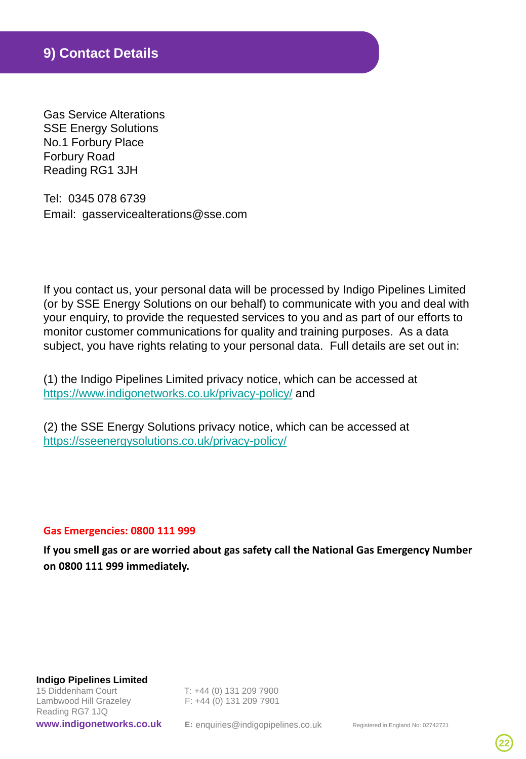## 9) Contact Details

Gas Service Alterations
SSE Energy Solutions
No.1 Forbury Place
Forbury Road
Reading RG1 3JH

Tel: 0345 078 6739
Email: gasservicealterations@sse.com

If you contact us, your personal data will be processed by Indigo Pipelines Limited (or by SSE Energy Solutions on our behalf) to communicate with you and deal with your enquiry, to provide the requested services to you and as part of our efforts to monitor customer communications for quality and training purposes. As a data subject, you have rights relating to your personal data. Full details are set out in:

(1) the Indigo Pipelines Limited privacy notice, which can be accessed at https://www.indigonetworks.co.uk/privacy-policy/ and

(2) the SSE Energy Solutions privacy notice, which can be accessed at https://sseenergysolutions.co.uk/privacy-policy/

**Gas Emergencies: 0800 111 999**

**If you smell gas or are worried about gas safety call the National Gas Emergency Number on 0800 111 999 immediately.**

**Indigo Pipelines Limited**
15 Diddenham Court
Lambwood Hill Grazeley
Reading RG7 1JQ
**www.indigonetworks.co.uk**

T: +44 (0) 131 209 7900
F: +44 (0) 131 209 7901

**E:** enquiries@indigopipelines.co.uk

Registered in England No: 02742721